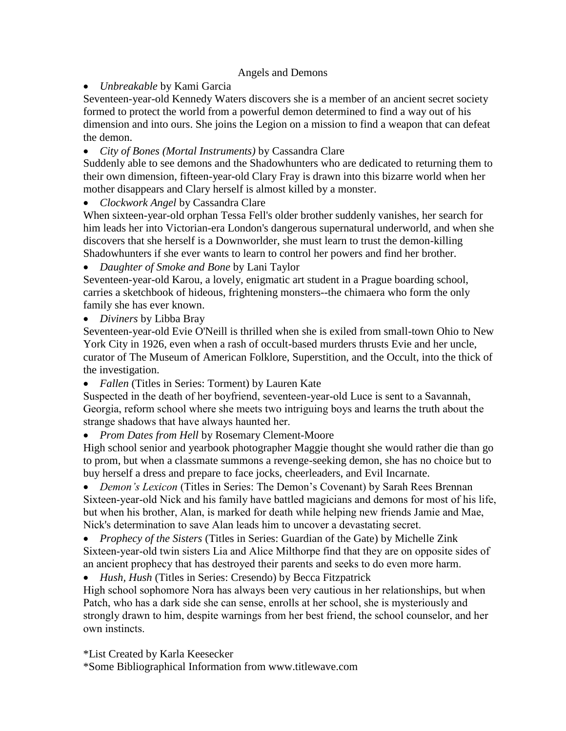# Angels and Demons

- *Unbreakable* by Kami Garcia

Seventeen-year-old Kennedy Waters discovers she is a member of an ancient secret society formed to protect the world from a powerful demon determined to find a way out of his dimension and into ours. She joins the Legion on a mission to find a weapon that can defeat the demon.

- *City of Bones (Mortal Instruments)* by Cassandra Clare

Suddenly able to see demons and the Shadowhunters who are dedicated to returning them to their own dimension, fifteen-year-old Clary Fray is drawn into this bizarre world when her mother disappears and Clary herself is almost killed by a monster.

- *Clockwork Angel* by Cassandra Clare

When sixteen-year-old orphan Tessa Fell's older brother suddenly vanishes, her search for him leads her into Victorian-era London's dangerous supernatural underworld, and when she discovers that she herself is a Downworlder, she must learn to trust the demon-killing Shadowhunters if she ever wants to learn to control her powers and find her brother.

- *Daughter of Smoke and Bone* by Lani Taylor

Seventeen-year-old Karou, a lovely, enigmatic art student in a Prague boarding school, carries a sketchbook of hideous, frightening monsters--the chimaera who form the only family she has ever known.

- *Diviners* by Libba Bray

Seventeen-year-old Evie O'Neill is thrilled when she is exiled from small-town Ohio to New York City in 1926, even when a rash of occult-based murders thrusts Evie and her uncle, curator of The Museum of American Folklore, Superstition, and the Occult, into the thick of the investigation.

- *Fallen* (Titles in Series: Torment) by Lauren Kate

Suspected in the death of her boyfriend, seventeen-year-old Luce is sent to a Savannah, Georgia, reform school where she meets two intriguing boys and learns the truth about the strange shadows that have always haunted her.

- *Prom Dates from Hell* by Rosemary Clement-Moore

High school senior and yearbook photographer Maggie thought she would rather die than go to prom, but when a classmate summons a revenge-seeking demon, she has no choice but to buy herself a dress and prepare to face jocks, cheerleaders, and Evil Incarnate.

- *Demon's Lexicon* (Titles in Series: The Demon's Covenant) by Sarah Rees Brennan

Sixteen-year-old Nick and his family have battled magicians and demons for most of his life, but when his brother, Alan, is marked for death while helping new friends Jamie and Mae, Nick's determination to save Alan leads him to uncover a devastating secret.

- *Prophecy of the Sisters* (Titles in Series: Guardian of the Gate) by Michelle Zink

Sixteen-year-old twin sisters Lia and Alice Milthorpe find that they are on opposite sides of an ancient prophecy that has destroyed their parents and seeks to do even more harm.

- *Hush, Hush* (Titles in Series: Cresendo) by Becca Fitzpatrick

High school sophomore Nora has always been very cautious in her relationships, but when Patch, who has a dark side she can sense, enrolls at her school, she is mysteriously and strongly drawn to him, despite warnings from her best friend, the school counselor, and her own instincts.

*List Created by Karla Keesecker
*Some Bibliographical Information from www.titlewave.com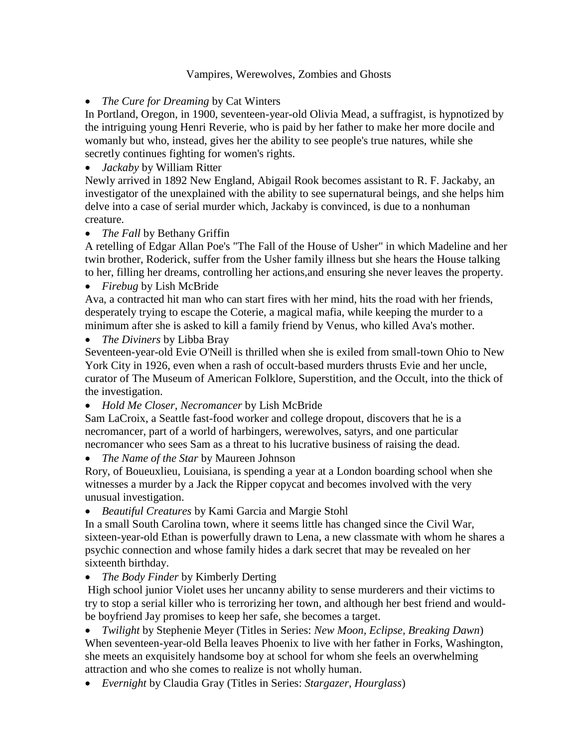Vampires, Werewolves, Zombies and Ghosts

- *The Cure for Dreaming* by Cat Winters

In Portland, Oregon, in 1900, seventeen-year-old Olivia Mead, a suffragist, is hypnotized by the intriguing young Henri Reverie, who is paid by her father to make her more docile and womanly but who, instead, gives her the ability to see people's true natures, while she secretly continues fighting for women's rights.

- *Jackaby* by William Ritter

Newly arrived in 1892 New England, Abigail Rook becomes assistant to R. F. Jackaby, an investigator of the unexplained with the ability to see supernatural beings, and she helps him delve into a case of serial murder which, Jackaby is convinced, is due to a nonhuman creature.

- *The Fall* by Bethany Griffin

A retelling of Edgar Allan Poe's "The Fall of the House of Usher" in which Madeline and her twin brother, Roderick, suffer from the Usher family illness but she hears the House talking to her, filling her dreams, controlling her actions,and ensuring she never leaves the property.

- *Firebug* by Lish McBride

Ava, a contracted hit man who can start fires with her mind, hits the road with her friends, desperately trying to escape the Coterie, a magical mafia, while keeping the murder to a minimum after she is asked to kill a family friend by Venus, who killed Ava's mother.

- *The Diviners* by Libba Bray

Seventeen-year-old Evie O'Neill is thrilled when she is exiled from small-town Ohio to New York City in 1926, even when a rash of occult-based murders thrusts Evie and her uncle, curator of The Museum of American Folklore, Superstition, and the Occult, into the thick of the investigation.

- *Hold Me Closer, Necromancer* by Lish McBride

Sam LaCroix, a Seattle fast-food worker and college dropout, discovers that he is a necromancer, part of a world of harbingers, werewolves, satyrs, and one particular necromancer who sees Sam as a threat to his lucrative business of raising the dead.

- *The Name of the Star* by Maureen Johnson

Rory, of Boueuxlieu, Louisiana, is spending a year at a London boarding school when she witnesses a murder by a Jack the Ripper copycat and becomes involved with the very unusual investigation.

- *Beautiful Creatures* by Kami Garcia and Margie Stohl

In a small South Carolina town, where it seems little has changed since the Civil War, sixteen-year-old Ethan is powerfully drawn to Lena, a new classmate with whom he shares a psychic connection and whose family hides a dark secret that may be revealed on her sixteenth birthday.

- *The Body Finder* by Kimberly Derting

High school junior Violet uses her uncanny ability to sense murderers and their victims to try to stop a serial killer who is terrorizing her town, and although her best friend and would-be boyfriend Jay promises to keep her safe, she becomes a target.

- *Twilight* by Stephenie Meyer (Titles in Series: *New Moon*, *Eclipse*, *Breaking Dawn*)

When seventeen-year-old Bella leaves Phoenix to live with her father in Forks, Washington, she meets an exquisitely handsome boy at school for whom she feels an overwhelming attraction and who she comes to realize is not wholly human.

- *Evernight* by Claudia Gray (Titles in Series: *Stargazer*, *Hourglass*)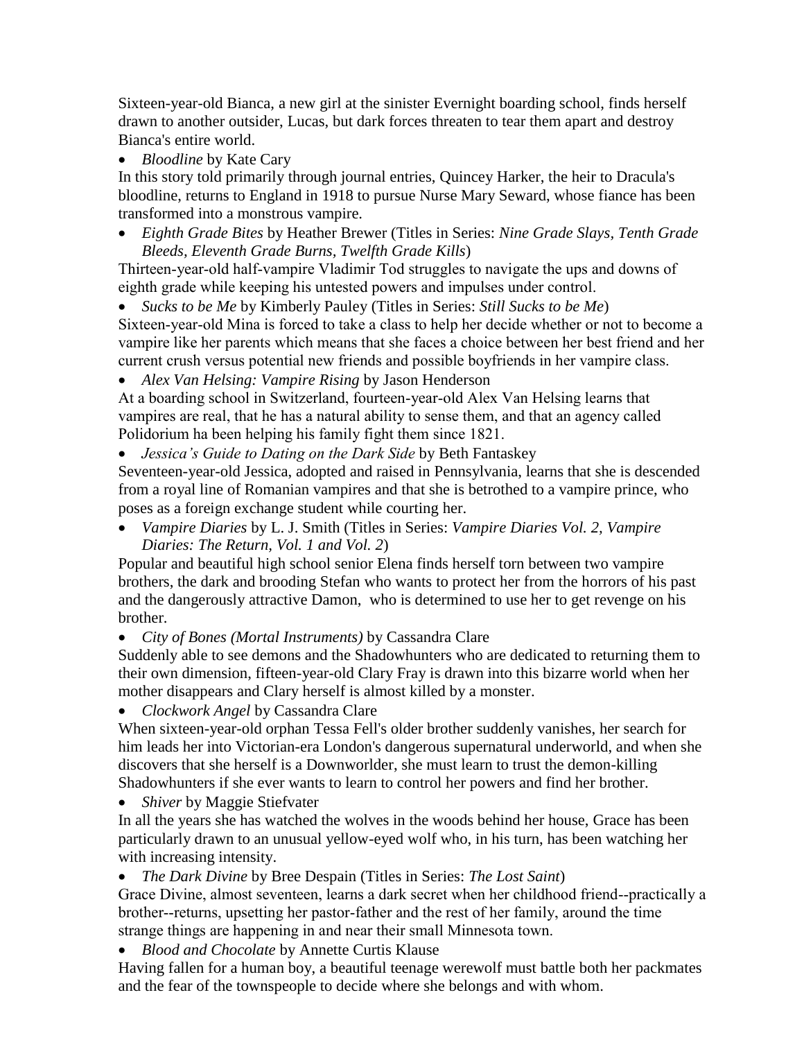Sixteen-year-old Bianca, a new girl at the sinister Evernight boarding school, finds herself drawn to another outsider, Lucas, but dark forces threaten to tear them apart and destroy Bianca's entire world.

- *Bloodline* by Kate Cary

In this story told primarily through journal entries, Quincey Harker, the heir to Dracula's bloodline, returns to England in 1918 to pursue Nurse Mary Seward, whose fiance has been transformed into a monstrous vampire.

- *Eighth Grade Bites* by Heather Brewer (Titles in Series: *Nine Grade Slays, Tenth Grade Bleeds, Eleventh Grade Burns, Twelfth Grade Kills*)

Thirteen-year-old half-vampire Vladimir Tod struggles to navigate the ups and downs of eighth grade while keeping his untested powers and impulses under control.

- *Sucks to be Me* by Kimberly Pauley (Titles in Series: *Still Sucks to be Me*)

Sixteen-year-old Mina is forced to take a class to help her decide whether or not to become a vampire like her parents which means that she faces a choice between her best friend and her current crush versus potential new friends and possible boyfriends in her vampire class.

- *Alex Van Helsing: Vampire Rising* by Jason Henderson

At a boarding school in Switzerland, fourteen-year-old Alex Van Helsing learns that vampires are real, that he has a natural ability to sense them, and that an agency called Polidorium ha been helping his family fight them since 1821.

- *Jessica's Guide to Dating on the Dark Side* by Beth Fantaskey

Seventeen-year-old Jessica, adopted and raised in Pennsylvania, learns that she is descended from a royal line of Romanian vampires and that she is betrothed to a vampire prince, who poses as a foreign exchange student while courting her.

- *Vampire Diaries* by L. J. Smith (Titles in Series: *Vampire Diaries Vol. 2, Vampire Diaries: The Return, Vol. 1 and Vol. 2*)

Popular and beautiful high school senior Elena finds herself torn between two vampire brothers, the dark and brooding Stefan who wants to protect her from the horrors of his past and the dangerously attractive Damon, who is determined to use her to get revenge on his brother.

- *City of Bones (Mortal Instruments)* by Cassandra Clare

Suddenly able to see demons and the Shadowhunters who are dedicated to returning them to their own dimension, fifteen-year-old Clary Fray is drawn into this bizarre world when her mother disappears and Clary herself is almost killed by a monster.

- *Clockwork Angel* by Cassandra Clare

When sixteen-year-old orphan Tessa Fell's older brother suddenly vanishes, her search for him leads her into Victorian-era London's dangerous supernatural underworld, and when she discovers that she herself is a Downworlder, she must learn to trust the demon-killing Shadowhunters if she ever wants to learn to control her powers and find her brother.

- *Shiver* by Maggie Stiefvater

In all the years she has watched the wolves in the woods behind her house, Grace has been particularly drawn to an unusual yellow-eyed wolf who, in his turn, has been watching her with increasing intensity.

- *The Dark Divine* by Bree Despain (Titles in Series: *The Lost Saint*)

Grace Divine, almost seventeen, learns a dark secret when her childhood friend--practically a brother--returns, upsetting her pastor-father and the rest of her family, around the time strange things are happening in and near their small Minnesota town.

- *Blood and Chocolate* by Annette Curtis Klause

Having fallen for a human boy, a beautiful teenage werewolf must battle both her packmates and the fear of the townspeople to decide where she belongs and with whom.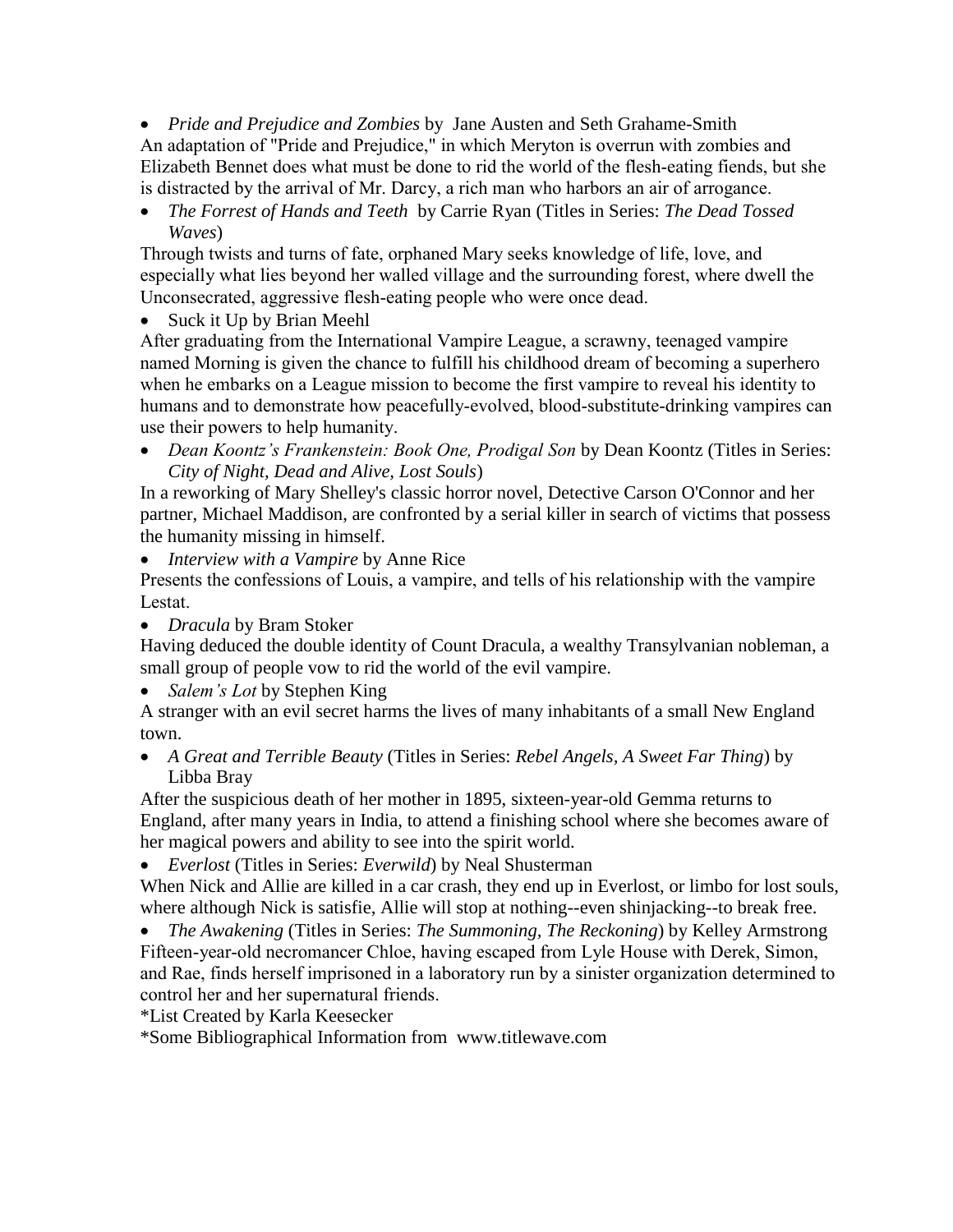- *Pride and Prejudice and Zombies* by Jane Austen and Seth Grahame-Smith

An adaptation of "Pride and Prejudice," in which Meryton is overrun with zombies and Elizabeth Bennet does what must be done to rid the world of the flesh-eating fiends, but she is distracted by the arrival of Mr. Darcy, a rich man who harbors an air of arrogance.

- *The Forrest of Hands and Teeth* by Carrie Ryan (Titles in Series: *The Dead Tossed Waves*)

Through twists and turns of fate, orphaned Mary seeks knowledge of life, love, and especially what lies beyond her walled village and the surrounding forest, where dwell the Unconsecrated, aggressive flesh-eating people who were once dead.

- Suck it Up by Brian Meehl

After graduating from the International Vampire League, a scrawny, teenaged vampire named Morning is given the chance to fulfill his childhood dream of becoming a superhero when he embarks on a League mission to become the first vampire to reveal his identity to humans and to demonstrate how peacefully-evolved, blood-substitute-drinking vampires can use their powers to help humanity.

- *Dean Koontz's Frankenstein: Book One, Prodigal Son* by Dean Koontz (Titles in Series: *City of Night, Dead and Alive, Lost Souls*)

In a reworking of Mary Shelley's classic horror novel, Detective Carson O'Connor and her partner, Michael Maddison, are confronted by a serial killer in search of victims that possess the humanity missing in himself.

- *Interview with a Vampire* by Anne Rice

Presents the confessions of Louis, a vampire, and tells of his relationship with the vampire Lestat.

- *Dracula* by Bram Stoker

Having deduced the double identity of Count Dracula, a wealthy Transylvanian nobleman, a small group of people vow to rid the world of the evil vampire.

- *Salem's Lot* by Stephen King

A stranger with an evil secret harms the lives of many inhabitants of a small New England town.

- *A Great and Terrible Beauty* (Titles in Series: *Rebel Angels, A Sweet Far Thing*) by Libba Bray

After the suspicious death of her mother in 1895, sixteen-year-old Gemma returns to England, after many years in India, to attend a finishing school where she becomes aware of her magical powers and ability to see into the spirit world.

- *Everlost* (Titles in Series: *Everwild*) by Neal Shusterman

When Nick and Allie are killed in a car crash, they end up in Everlost, or limbo for lost souls, where although Nick is satisfie, Allie will stop at nothing--even shinjacking--to break free.

- *The Awakening* (Titles in Series: *The Summoning, The Reckoning*) by Kelley Armstrong

Fifteen-year-old necromancer Chloe, having escaped from Lyle House with Derek, Simon, and Rae, finds herself imprisoned in a laboratory run by a sinister organization determined to control her and her supernatural friends.

*List Created by Karla Keesecker

*Some Bibliographical Information from www.titlewave.com